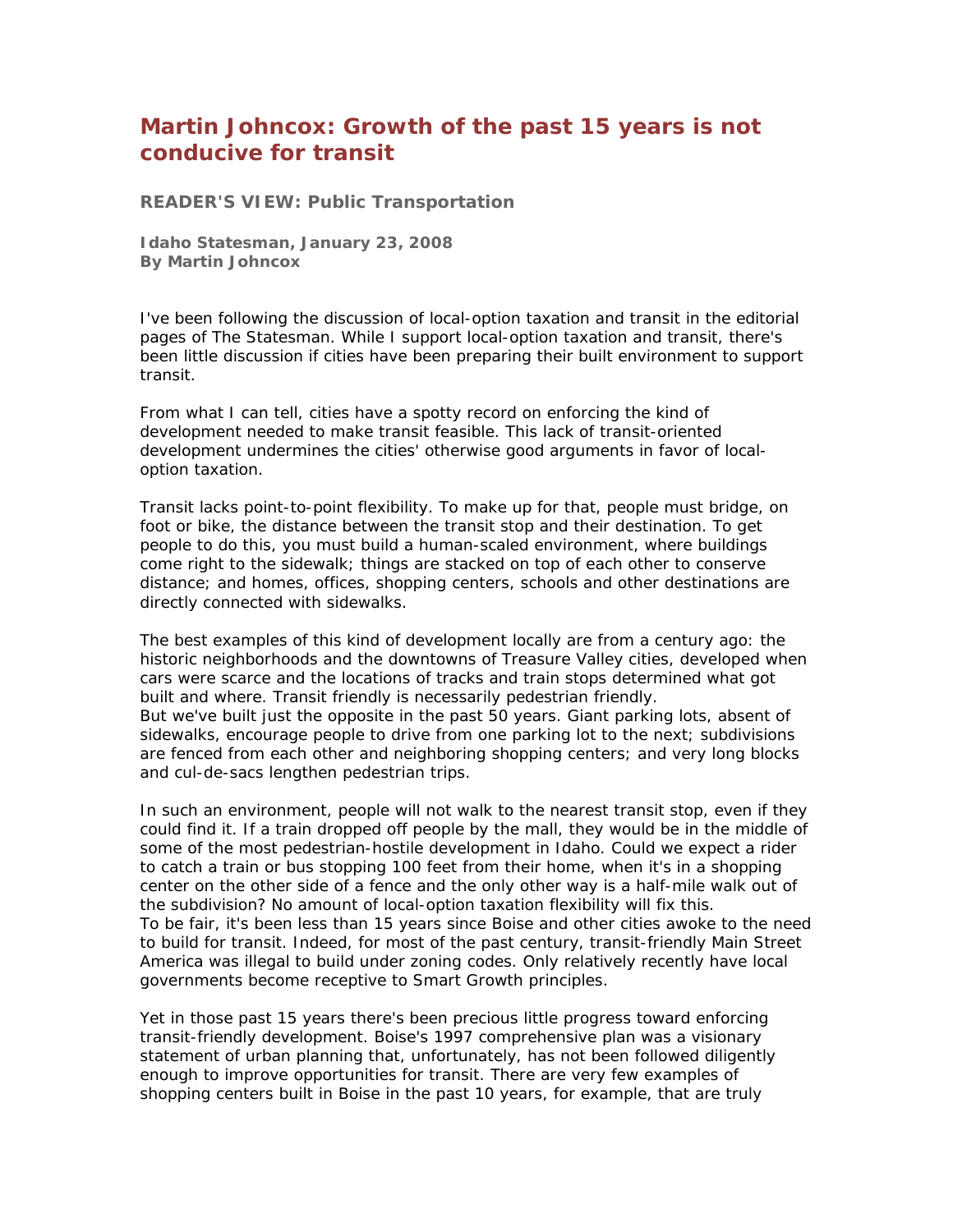# Martin Johncox: Growth of the past 15 years is not conducive for transit

**READER'S VIEW: Public Transportation**

**Idaho Statesman, January 23, 2008**
**By Martin Johncox**

I've been following the discussion of local-option taxation and transit in the editorial pages of The Statesman. While I support local-option taxation and transit, there's been little discussion if cities have been preparing their built environment to support transit.

From what I can tell, cities have a spotty record on enforcing the kind of development needed to make transit feasible. This lack of transit-oriented development undermines the cities' otherwise good arguments in favor of local-option taxation.

Transit lacks point-to-point flexibility. To make up for that, people must bridge, on foot or bike, the distance between the transit stop and their destination. To get people to do this, you must build a human-scaled environment, where buildings come right to the sidewalk; things are stacked on top of each other to conserve distance; and homes, offices, shopping centers, schools and other destinations are directly connected with sidewalks.

The best examples of this kind of development locally are from a century ago: the historic neighborhoods and the downtowns of Treasure Valley cities, developed when cars were scarce and the locations of tracks and train stops determined what got built and where. Transit friendly is necessarily pedestrian friendly.
But we've built just the opposite in the past 50 years. Giant parking lots, absent of sidewalks, encourage people to drive from one parking lot to the next; subdivisions are fenced from each other and neighboring shopping centers; and very long blocks and cul-de-sacs lengthen pedestrian trips.

In such an environment, people will not walk to the nearest transit stop, even if they could find it. If a train dropped off people by the mall, they would be in the middle of some of the most pedestrian-hostile development in Idaho. Could we expect a rider to catch a train or bus stopping 100 feet from their home, when it's in a shopping center on the other side of a fence and the only other way is a half-mile walk out of the subdivision? No amount of local-option taxation flexibility will fix this.
To be fair, it's been less than 15 years since Boise and other cities awoke to the need to build for transit. Indeed, for most of the past century, transit-friendly Main Street America was illegal to build under zoning codes. Only relatively recently have local governments become receptive to Smart Growth principles.

Yet in those past 15 years there's been precious little progress toward enforcing transit-friendly development. Boise's 1997 comprehensive plan was a visionary statement of urban planning that, unfortunately, has not been followed diligently enough to improve opportunities for transit. There are very few examples of shopping centers built in Boise in the past 10 years, for example, that are truly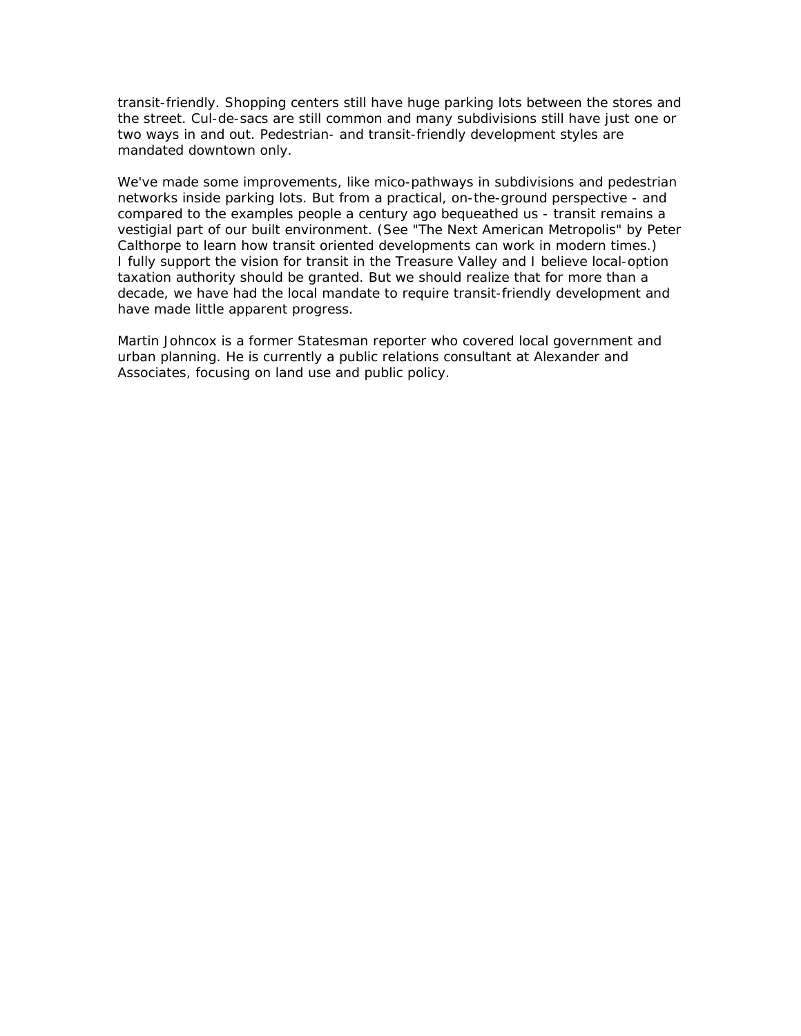transit-friendly. Shopping centers still have huge parking lots between the stores and the street. Cul-de-sacs are still common and many subdivisions still have just one or two ways in and out. Pedestrian- and transit-friendly development styles are mandated downtown only.

We've made some improvements, like mico-pathways in subdivisions and pedestrian networks inside parking lots. But from a practical, on-the-ground perspective - and compared to the examples people a century ago bequeathed us - transit remains a vestigial part of our built environment. (See "The Next American Metropolis" by Peter Calthorpe to learn how transit oriented developments can work in modern times.)
I fully support the vision for transit in the Treasure Valley and I believe local-option taxation authority should be granted. But we should realize that for more than a decade, we have had the local mandate to require transit-friendly development and have made little apparent progress.

Martin Johncox is a former Statesman reporter who covered local government and urban planning. He is currently a public relations consultant at Alexander and Associates, focusing on land use and public policy.